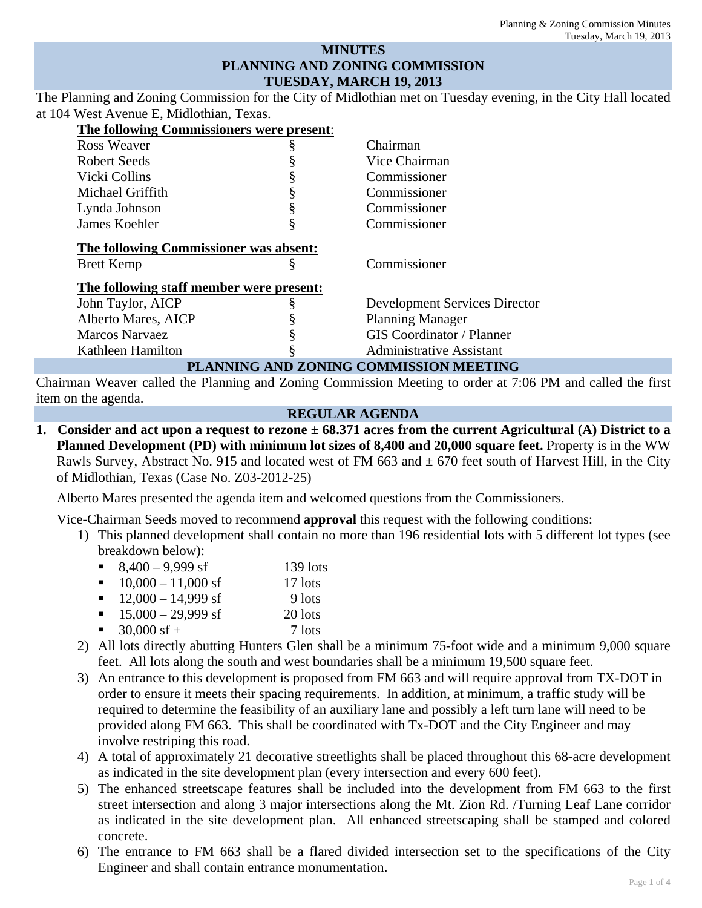# MINUTES
# PLANNING AND ZONING COMMISSION
# TUESDAY, MARCH 19, 2013

The Planning and Zoning Commission for the City of Midlothian met on Tuesday evening, in the City Hall located at 104 West Avenue E, Midlothian, Texas.

**The following Commissioners were present**:

| | | |
|---|---|---|
| Ross Weaver | § | Chairman |
| Robert Seeds | § | Vice Chairman |
| Vicki Collins | § | Commissioner |
| Michael Griffith | § | Commissioner |
| Lynda Johnson | § | Commissioner |
| James Koehler | § | Commissioner |

**The following Commissioner was absent:**

| | | |
|---|---|---|
| Brett Kemp | § | Commissioner |

**The following staff member were present:**

| | | |
|---|---|---|
| John Taylor, AICP | § | Development Services Director |
| Alberto Mares, AICP | § | Planning Manager |
| Marcos Narvaez | § | GIS Coordinator / Planner |
| Kathleen Hamilton | § | Administrative Assistant |

## PLANNING AND ZONING COMMISSION MEETING

Chairman Weaver called the Planning and Zoning Commission Meeting to order at 7:06 PM and called the first item on the agenda.

## REGULAR AGENDA

1. **Consider and act upon a request to rezone ± 68.371 acres from the current Agricultural (A) District to a Planned Development (PD) with minimum lot sizes of 8,400 and 20,000 square feet.** Property is in the WW Rawls Survey, Abstract No. 915 and located west of FM 663 and ± 670 feet south of Harvest Hill, in the City of Midlothian, Texas (Case No. Z03-2012-25)

   Alberto Mares presented the agenda item and welcomed questions from the Commissioners.

   Vice-Chairman Seeds moved to recommend **approval** this request with the following conditions:

   1) This planned development shall contain no more than 196 residential lots with 5 different lot types (see breakdown below):
      - 8,400 – 9,999 sf 139 lots
      - 10,000 – 11,000 sf 17 lots
      - 12,000 – 14,999 sf 9 lots
      - 15,000 – 29,999 sf 20 lots
      - 30,000 sf + 7 lots
   2) All lots directly abutting Hunters Glen shall be a minimum 75-foot wide and a minimum 9,000 square feet. All lots along the south and west boundaries shall be a minimum 19,500 square feet.
   3) An entrance to this development is proposed from FM 663 and will require approval from TX-DOT in order to ensure it meets their spacing requirements. In addition, at minimum, a traffic study will be required to determine the feasibility of an auxiliary lane and possibly a left turn lane will need to be provided along FM 663. This shall be coordinated with Tx-DOT and the City Engineer and may involve restriping this road.
   4) A total of approximately 21 decorative streetlights shall be placed throughout this 68-acre development as indicated in the site development plan (every intersection and every 600 feet).
   5) The enhanced streetscape features shall be included into the development from FM 663 to the first street intersection and along 3 major intersections along the Mt. Zion Rd. /Turning Leaf Lane corridor as indicated in the site development plan. All enhanced streetscaping shall be stamped and colored concrete.
   6) The entrance to FM 663 shall be a flared divided intersection set to the specifications of the City Engineer and shall contain entrance monumentation.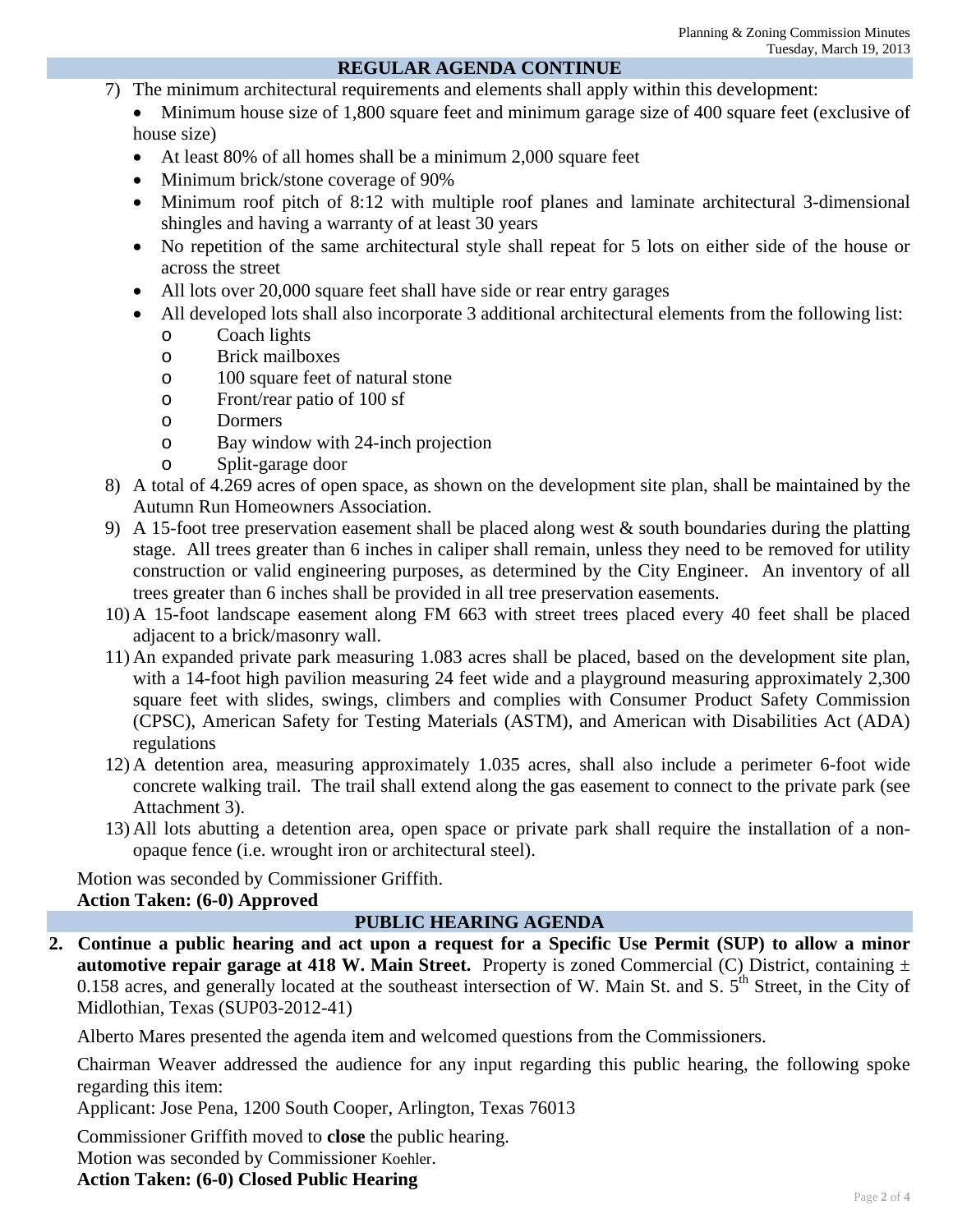## REGULAR AGENDA CONTINUE

7) The minimum architectural requirements and elements shall apply within this development:
   - Minimum house size of 1,800 square feet and minimum garage size of 400 square feet (exclusive of house size)
   - At least 80% of all homes shall be a minimum 2,000 square feet
   - Minimum brick/stone coverage of 90%
   - Minimum roof pitch of 8:12 with multiple roof planes and laminate architectural 3-dimensional shingles and having a warranty of at least 30 years
   - No repetition of the same architectural style shall repeat for 5 lots on either side of the house or across the street
   - All lots over 20,000 square feet shall have side or rear entry garages
   - All developed lots shall also incorporate 3 additional architectural elements from the following list:
     - Coach lights
     - Brick mailboxes
     - 100 square feet of natural stone
     - Front/rear patio of 100 sf
     - Dormers
     - Bay window with 24-inch projection
     - Split-garage door
8) A total of 4.269 acres of open space, as shown on the development site plan, shall be maintained by the Autumn Run Homeowners Association.
9) A 15-foot tree preservation easement shall be placed along west & south boundaries during the platting stage. All trees greater than 6 inches in caliper shall remain, unless they need to be removed for utility construction or valid engineering purposes, as determined by the City Engineer. An inventory of all trees greater than 6 inches shall be provided in all tree preservation easements.
10) A 15-foot landscape easement along FM 663 with street trees placed every 40 feet shall be placed adjacent to a brick/masonry wall.
11) An expanded private park measuring 1.083 acres shall be placed, based on the development site plan, with a 14-foot high pavilion measuring 24 feet wide and a playground measuring approximately 2,300 square feet with slides, swings, climbers and complies with Consumer Product Safety Commission (CPSC), American Safety for Testing Materials (ASTM), and American with Disabilities Act (ADA) regulations
12) A detention area, measuring approximately 1.035 acres, shall also include a perimeter 6-foot wide concrete walking trail. The trail shall extend along the gas easement to connect to the private park (see Attachment 3).
13) All lots abutting a detention area, open space or private park shall require the installation of a non-opaque fence (i.e. wrought iron or architectural steel).

Motion was seconded by Commissioner Griffith.
**Action Taken: (6-0) Approved**

## PUBLIC HEARING AGENDA

**2. Continue a public hearing and act upon a request for a Specific Use Permit (SUP) to allow a minor automotive repair garage at 418 W. Main Street.** Property is zoned Commercial (C) District, containing ± 0.158 acres, and generally located at the southeast intersection of W. Main St. and S. 5th Street, in the City of Midlothian, Texas (SUP03-2012-41)

Alberto Mares presented the agenda item and welcomed questions from the Commissioners.

Chairman Weaver addressed the audience for any input regarding this public hearing, the following spoke regarding this item:
Applicant: Jose Pena, 1200 South Cooper, Arlington, Texas 76013

Commissioner Griffith moved to **close** the public hearing.
Motion was seconded by Commissioner Koehler.
**Action Taken: (6-0) Closed Public Hearing**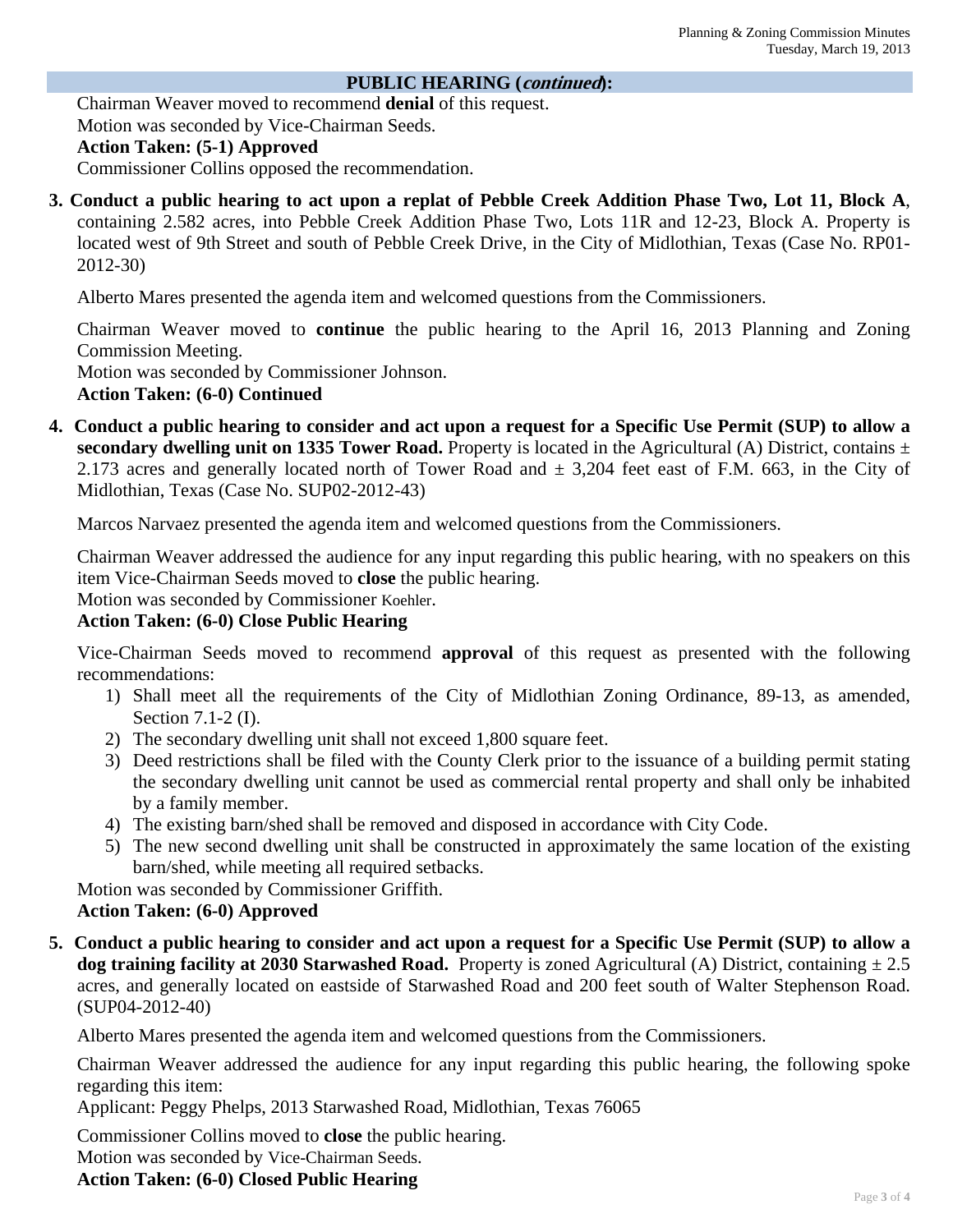## PUBLIC HEARING (*continued*):

Chairman Weaver moved to recommend **denial** of this request.
Motion was seconded by Vice-Chairman Seeds.
**Action Taken: (5-1) Approved**
Commissioner Collins opposed the recommendation.

**3. Conduct a public hearing to act upon a replat of Pebble Creek Addition Phase Two, Lot 11, Block A**, containing 2.582 acres, into Pebble Creek Addition Phase Two, Lots 11R and 12-23, Block A. Property is located west of 9th Street and south of Pebble Creek Drive, in the City of Midlothian, Texas (Case No. RP01-2012-30)

Alberto Mares presented the agenda item and welcomed questions from the Commissioners.

Chairman Weaver moved to **continue** the public hearing to the April 16, 2013 Planning and Zoning Commission Meeting.
Motion was seconded by Commissioner Johnson.
**Action Taken: (6-0) Continued**

**4. Conduct a public hearing to consider and act upon a request for a Specific Use Permit (SUP) to allow a secondary dwelling unit on 1335 Tower Road.** Property is located in the Agricultural (A) District, contains ± 2.173 acres and generally located north of Tower Road and ± 3,204 feet east of F.M. 663, in the City of Midlothian, Texas (Case No. SUP02-2012-43)

Marcos Narvaez presented the agenda item and welcomed questions from the Commissioners.

Chairman Weaver addressed the audience for any input regarding this public hearing, with no speakers on this item Vice-Chairman Seeds moved to **close** the public hearing.
Motion was seconded by Commissioner Koehler.
**Action Taken: (6-0) Close Public Hearing**

Vice-Chairman Seeds moved to recommend **approval** of this request as presented with the following recommendations:

1) Shall meet all the requirements of the City of Midlothian Zoning Ordinance, 89-13, as amended, Section 7.1-2 (I).
2) The secondary dwelling unit shall not exceed 1,800 square feet.
3) Deed restrictions shall be filed with the County Clerk prior to the issuance of a building permit stating the secondary dwelling unit cannot be used as commercial rental property and shall only be inhabited by a family member.
4) The existing barn/shed shall be removed and disposed in accordance with City Code.
5) The new second dwelling unit shall be constructed in approximately the same location of the existing barn/shed, while meeting all required setbacks.

Motion was seconded by Commissioner Griffith.
**Action Taken: (6-0) Approved**

**5. Conduct a public hearing to consider and act upon a request for a Specific Use Permit (SUP) to allow a dog training facility at 2030 Starwashed Road.** Property is zoned Agricultural (A) District, containing ± 2.5 acres, and generally located on eastside of Starwashed Road and 200 feet south of Walter Stephenson Road. (SUP04-2012-40)

Alberto Mares presented the agenda item and welcomed questions from the Commissioners.

Chairman Weaver addressed the audience for any input regarding this public hearing, the following spoke regarding this item:
Applicant: Peggy Phelps, 2013 Starwashed Road, Midlothian, Texas 76065

Commissioner Collins moved to **close** the public hearing.
Motion was seconded by Vice-Chairman Seeds.
**Action Taken: (6-0) Closed Public Hearing**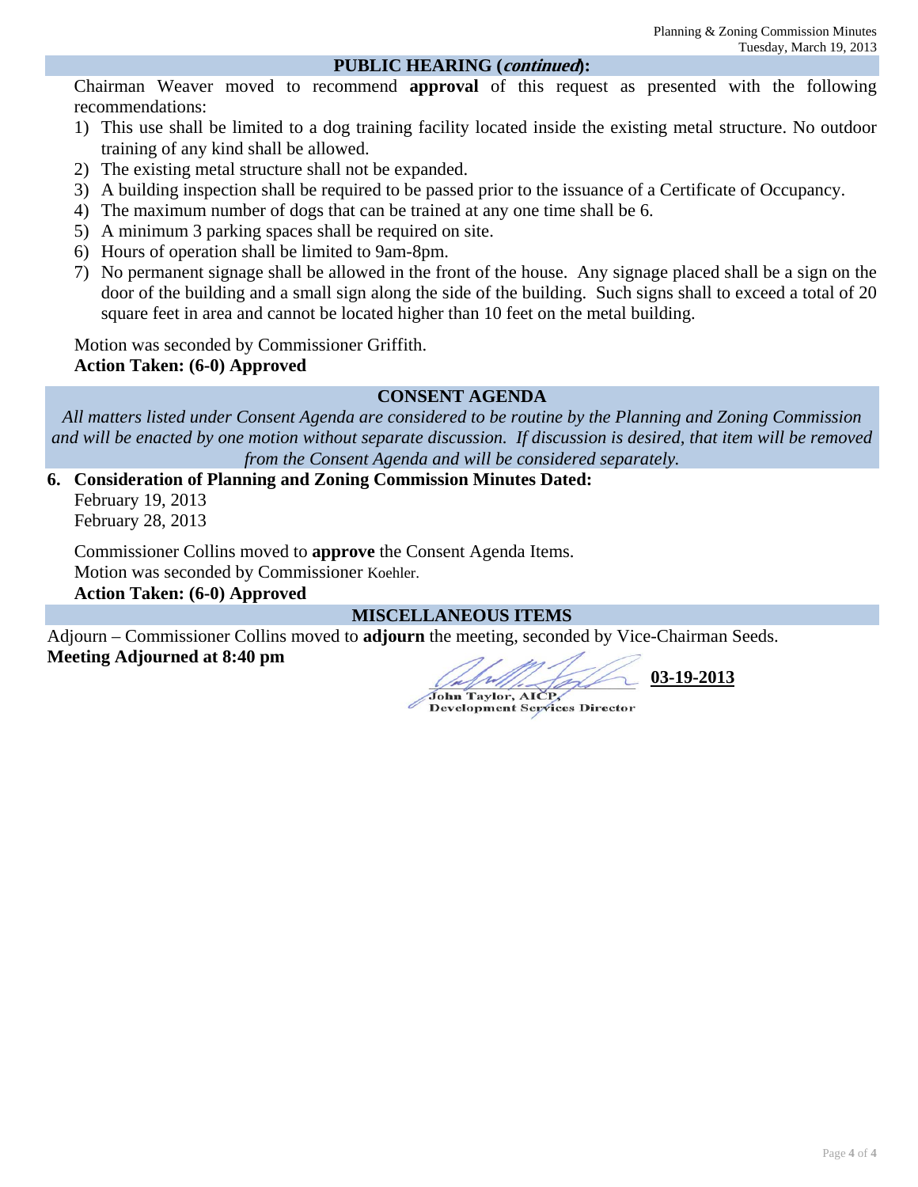## PUBLIC HEARING (*continued*):

Chairman Weaver moved to recommend **approval** of this request as presented with the following recommendations:

1) This use shall be limited to a dog training facility located inside the existing metal structure. No outdoor training of any kind shall be allowed.
2) The existing metal structure shall not be expanded.
3) A building inspection shall be required to be passed prior to the issuance of a Certificate of Occupancy.
4) The maximum number of dogs that can be trained at any one time shall be 6.
5) A minimum 3 parking spaces shall be required on site.
6) Hours of operation shall be limited to 9am-8pm.
7) No permanent signage shall be allowed in the front of the house. Any signage placed shall be a sign on the door of the building and a small sign along the side of the building. Such signs shall to exceed a total of 20 square feet in area and cannot be located higher than 10 feet on the metal building.

Motion was seconded by Commissioner Griffith.
**Action Taken: (6-0) Approved**

## CONSENT AGENDA

*All matters listed under Consent Agenda are considered to be routine by the Planning and Zoning Commission and will be enacted by one motion without separate discussion. If discussion is desired, that item will be removed from the Consent Agenda and will be considered separately.*

**6. Consideration of Planning and Zoning Commission Minutes Dated:**

February 19, 2013
February 28, 2013

Commissioner Collins moved to **approve** the Consent Agenda Items.
Motion was seconded by Commissioner Koehler.
**Action Taken: (6-0) Approved**

## MISCELLANEOUS ITEMS

Adjourn – Commissioner Collins moved to **adjourn** the meeting, seconded by Vice-Chairman Seeds.
**Meeting Adjourned at 8:40 pm**

**03-19-2013**

John Taylor, AICP,
Development Services Director